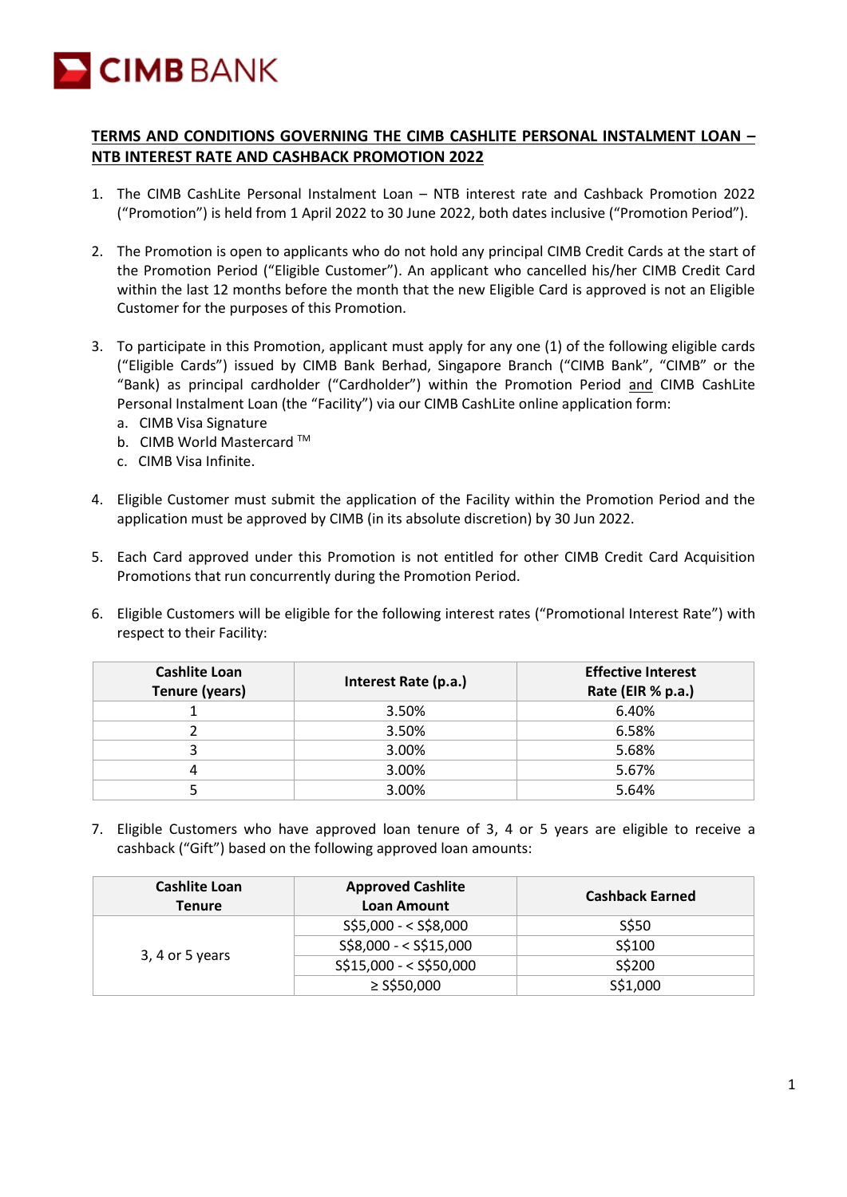**CIMB BANK**

## TERMS AND CONDITIONS GOVERNING THE CIMB CASHLITE PERSONAL INSTALMENT LOAN – NTB INTEREST RATE AND CASHBACK PROMOTION 2022

1. The CIMB CashLite Personal Instalment Loan – NTB interest rate and Cashback Promotion 2022 ("Promotion") is held from 1 April 2022 to 30 June 2022, both dates inclusive ("Promotion Period").

2. The Promotion is open to applicants who do not hold any principal CIMB Credit Cards at the start of the Promotion Period ("Eligible Customer"). An applicant who cancelled his/her CIMB Credit Card within the last 12 months before the month that the new Eligible Card is approved is not an Eligible Customer for the purposes of this Promotion.

3. To participate in this Promotion, applicant must apply for any one (1) of the following eligible cards ("Eligible Cards") issued by CIMB Bank Berhad, Singapore Branch ("CIMB Bank", "CIMB" or the "Bank") as principal cardholder ("Cardholder") within the Promotion Period and CIMB CashLite Personal Instalment Loan (the "Facility") via our CIMB CashLite online application form:
   a. CIMB Visa Signature
   b. CIMB World Mastercard ™
   c. CIMB Visa Infinite.

4. Eligible Customer must submit the application of the Facility within the Promotion Period and the application must be approved by CIMB (in its absolute discretion) by 30 Jun 2022.

5. Each Card approved under this Promotion is not entitled for other CIMB Credit Card Acquisition Promotions that run concurrently during the Promotion Period.

6. Eligible Customers will be eligible for the following interest rates ("Promotional Interest Rate") with respect to their Facility:

| Cashlite Loan Tenure (years) | Interest Rate (p.a.) | Effective Interest Rate (EIR % p.a.) |
|---|---|---|
| 1 | 3.50% | 6.40% |
| 2 | 3.50% | 6.58% |
| 3 | 3.00% | 5.68% |
| 4 | 3.00% | 5.67% |
| 5 | 3.00% | 5.64% |

7. Eligible Customers who have approved loan tenure of 3, 4 or 5 years are eligible to receive a cashback ("Gift") based on the following approved loan amounts:

| Cashlite Loan Tenure | Approved Cashlite Loan Amount | Cashback Earned |
|---|---|---|
| 3, 4 or 5 years | S$5,000 - < S$8,000 | S$50 |
| | S$8,000 - < S$15,000 | S$100 |
| | S$15,000 - < S$50,000 | S$200 |
| | ≥ S$50,000 | S$1,000 |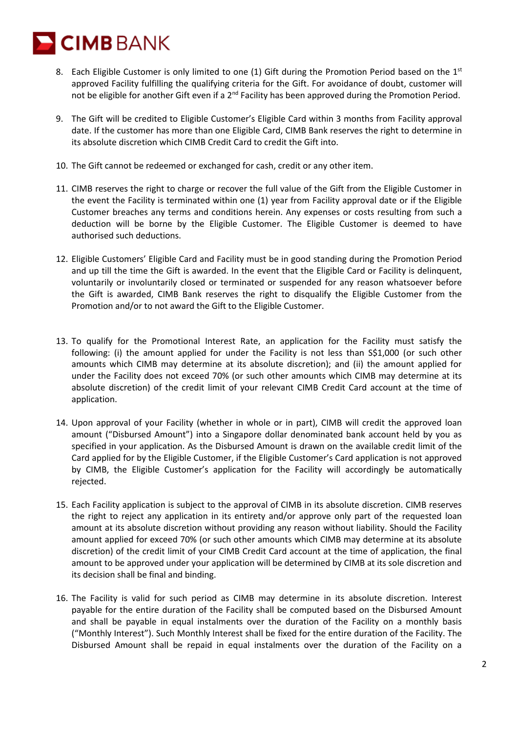8. Each Eligible Customer is only limited to one (1) Gift during the Promotion Period based on the 1st approved Facility fulfilling the qualifying criteria for the Gift. For avoidance of doubt, customer will not be eligible for another Gift even if a 2nd Facility has been approved during the Promotion Period.

9. The Gift will be credited to Eligible Customer's Eligible Card within 3 months from Facility approval date. If the customer has more than one Eligible Card, CIMB Bank reserves the right to determine in its absolute discretion which CIMB Credit Card to credit the Gift into.

10. The Gift cannot be redeemed or exchanged for cash, credit or any other item.

11. CIMB reserves the right to charge or recover the full value of the Gift from the Eligible Customer in the event the Facility is terminated within one (1) year from Facility approval date or if the Eligible Customer breaches any terms and conditions herein. Any expenses or costs resulting from such a deduction will be borne by the Eligible Customer. The Eligible Customer is deemed to have authorised such deductions.

12. Eligible Customers' Eligible Card and Facility must be in good standing during the Promotion Period and up till the time the Gift is awarded. In the event that the Eligible Card or Facility is delinquent, voluntarily or involuntarily closed or terminated or suspended for any reason whatsoever before the Gift is awarded, CIMB Bank reserves the right to disqualify the Eligible Customer from the Promotion and/or to not award the Gift to the Eligible Customer.

13. To qualify for the Promotional Interest Rate, an application for the Facility must satisfy the following: (i) the amount applied for under the Facility is not less than S$1,000 (or such other amounts which CIMB may determine at its absolute discretion); and (ii) the amount applied for under the Facility does not exceed 70% (or such other amounts which CIMB may determine at its absolute discretion) of the credit limit of your relevant CIMB Credit Card account at the time of application.

14. Upon approval of your Facility (whether in whole or in part), CIMB will credit the approved loan amount ("Disbursed Amount") into a Singapore dollar denominated bank account held by you as specified in your application. As the Disbursed Amount is drawn on the available credit limit of the Card applied for by the Eligible Customer, if the Eligible Customer's Card application is not approved by CIMB, the Eligible Customer's application for the Facility will accordingly be automatically rejected.

15. Each Facility application is subject to the approval of CIMB in its absolute discretion. CIMB reserves the right to reject any application in its entirety and/or approve only part of the requested loan amount at its absolute discretion without providing any reason without liability. Should the Facility amount applied for exceed 70% (or such other amounts which CIMB may determine at its absolute discretion) of the credit limit of your CIMB Credit Card account at the time of application, the final amount to be approved under your application will be determined by CIMB at its sole discretion and its decision shall be final and binding.

16. The Facility is valid for such period as CIMB may determine in its absolute discretion. Interest payable for the entire duration of the Facility shall be computed based on the Disbursed Amount and shall be payable in equal instalments over the duration of the Facility on a monthly basis ("Monthly Interest"). Such Monthly Interest shall be fixed for the entire duration of the Facility. The Disbursed Amount shall be repaid in equal instalments over the duration of the Facility on a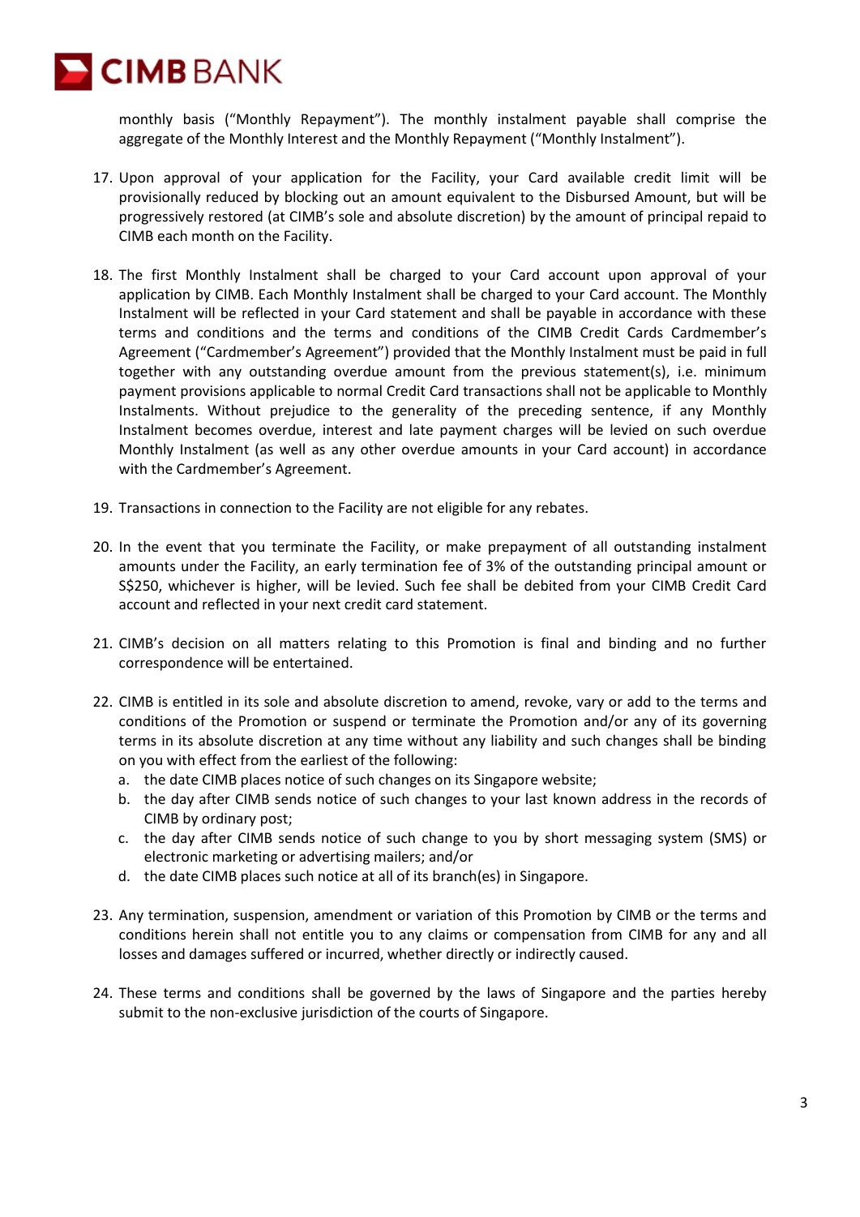monthly basis ("Monthly Repayment"). The monthly instalment payable shall comprise the aggregate of the Monthly Interest and the Monthly Repayment ("Monthly Instalment").

17. Upon approval of your application for the Facility, your Card available credit limit will be provisionally reduced by blocking out an amount equivalent to the Disbursed Amount, but will be progressively restored (at CIMB's sole and absolute discretion) by the amount of principal repaid to CIMB each month on the Facility.

18. The first Monthly Instalment shall be charged to your Card account upon approval of your application by CIMB. Each Monthly Instalment shall be charged to your Card account. The Monthly Instalment will be reflected in your Card statement and shall be payable in accordance with these terms and conditions and the terms and conditions of the CIMB Credit Cards Cardmember's Agreement ("Cardmember's Agreement") provided that the Monthly Instalment must be paid in full together with any outstanding overdue amount from the previous statement(s), i.e. minimum payment provisions applicable to normal Credit Card transactions shall not be applicable to Monthly Instalments. Without prejudice to the generality of the preceding sentence, if any Monthly Instalment becomes overdue, interest and late payment charges will be levied on such overdue Monthly Instalment (as well as any other overdue amounts in your Card account) in accordance with the Cardmember's Agreement.

19. Transactions in connection to the Facility are not eligible for any rebates.

20. In the event that you terminate the Facility, or make prepayment of all outstanding instalment amounts under the Facility, an early termination fee of 3% of the outstanding principal amount or S$250, whichever is higher, will be levied. Such fee shall be debited from your CIMB Credit Card account and reflected in your next credit card statement.

21. CIMB's decision on all matters relating to this Promotion is final and binding and no further correspondence will be entertained.

22. CIMB is entitled in its sole and absolute discretion to amend, revoke, vary or add to the terms and conditions of the Promotion or suspend or terminate the Promotion and/or any of its governing terms in its absolute discretion at any time without any liability and such changes shall be binding on you with effect from the earliest of the following:
    a. the date CIMB places notice of such changes on its Singapore website;
    b. the day after CIMB sends notice of such changes to your last known address in the records of CIMB by ordinary post;
    c. the day after CIMB sends notice of such change to you by short messaging system (SMS) or electronic marketing or advertising mailers; and/or
    d. the date CIMB places such notice at all of its branch(es) in Singapore.

23. Any termination, suspension, amendment or variation of this Promotion by CIMB or the terms and conditions herein shall not entitle you to any claims or compensation from CIMB for any and all losses and damages suffered or incurred, whether directly or indirectly caused.

24. These terms and conditions shall be governed by the laws of Singapore and the parties hereby submit to the non-exclusive jurisdiction of the courts of Singapore.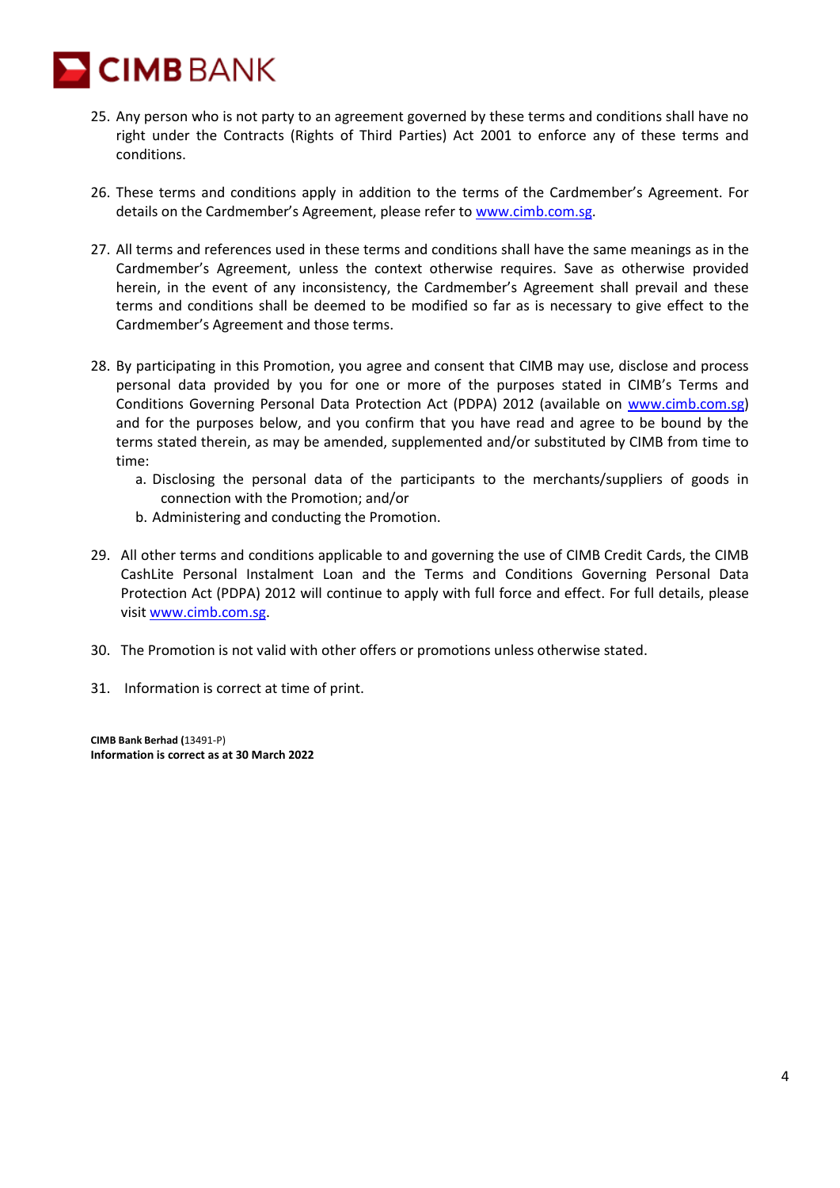25. Any person who is not party to an agreement governed by these terms and conditions shall have no right under the Contracts (Rights of Third Parties) Act 2001 to enforce any of these terms and conditions.

26. These terms and conditions apply in addition to the terms of the Cardmember's Agreement. For details on the Cardmember's Agreement, please refer to www.cimb.com.sg.

27. All terms and references used in these terms and conditions shall have the same meanings as in the Cardmember's Agreement, unless the context otherwise requires. Save as otherwise provided herein, in the event of any inconsistency, the Cardmember's Agreement shall prevail and these terms and conditions shall be deemed to be modified so far as is necessary to give effect to the Cardmember's Agreement and those terms.

28. By participating in this Promotion, you agree and consent that CIMB may use, disclose and process personal data provided by you for one or more of the purposes stated in CIMB's Terms and Conditions Governing Personal Data Protection Act (PDPA) 2012 (available on www.cimb.com.sg) and for the purposes below, and you confirm that you have read and agree to be bound by the terms stated therein, as may be amended, supplemented and/or substituted by CIMB from time to time:
    a. Disclosing the personal data of the participants to the merchants/suppliers of goods in connection with the Promotion; and/or
    b. Administering and conducting the Promotion.

29. All other terms and conditions applicable to and governing the use of CIMB Credit Cards, the CIMB CashLite Personal Instalment Loan and the Terms and Conditions Governing Personal Data Protection Act (PDPA) 2012 will continue to apply with full force and effect. For full details, please visit www.cimb.com.sg.

30. The Promotion is not valid with other offers or promotions unless otherwise stated.

31. Information is correct at time of print.

**CIMB Bank Berhad (**13491-P)
**Information is correct as at 30 March 2022**